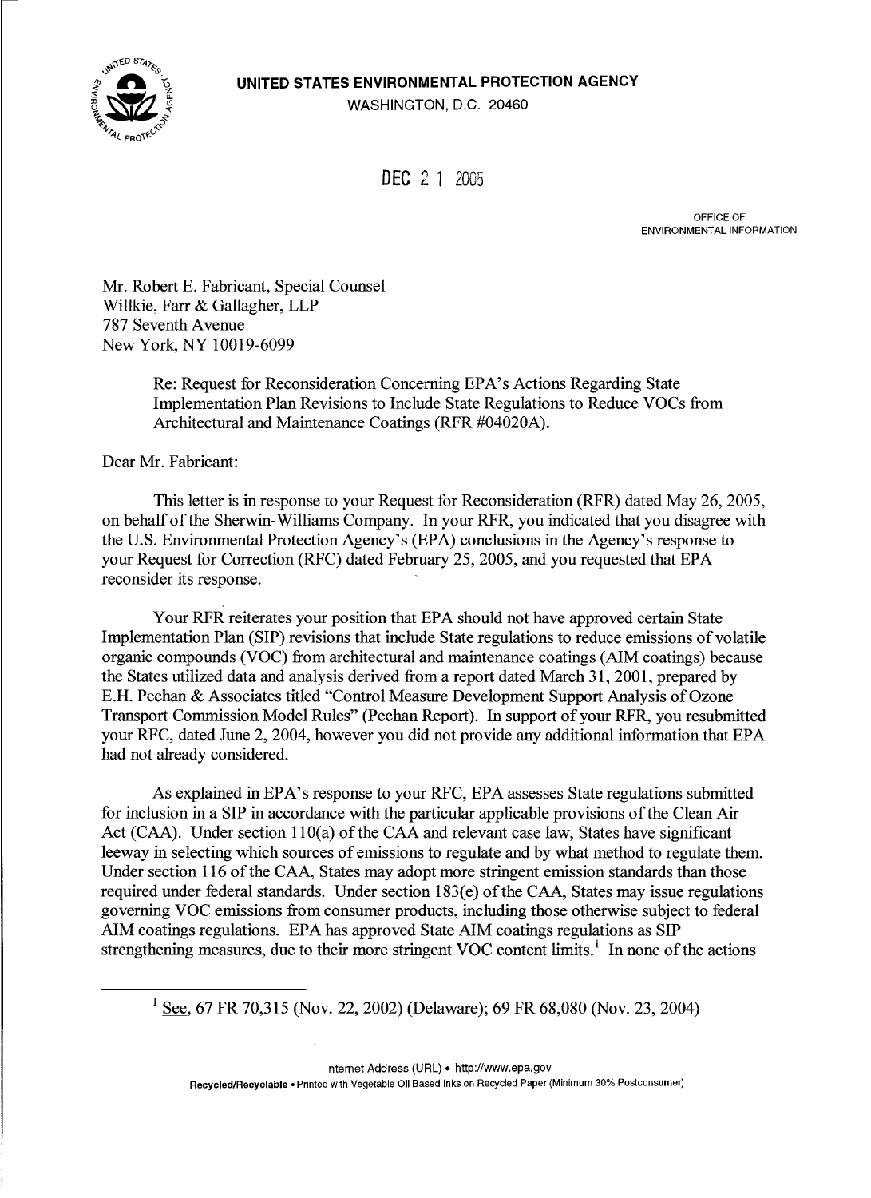**UNITED STATES ENVIRONMENTAL PROTECTION AGENCY**
WASHINGTON, D.C. 20460

DEC 2 1 2005

OFFICE OF
ENVIRONMENTAL INFORMATION

Mr. Robert E. Fabricant, Special Counsel
Willkie, Farr & Gallagher, LLP
787 Seventh Avenue
New York, NY 10019-6099

Re: Request for Reconsideration Concerning EPA's Actions Regarding State Implementation Plan Revisions to Include State Regulations to Reduce VOCs from Architectural and Maintenance Coatings (RFR #04020A).

Dear Mr. Fabricant:

This letter is in response to your Request for Reconsideration (RFR) dated May 26, 2005, on behalf of the Sherwin-Williams Company. In your RFR, you indicated that you disagree with the U.S. Environmental Protection Agency's (EPA) conclusions in the Agency's response to your Request for Correction (RFC) dated February 25, 2005, and you requested that EPA reconsider its response.

Your RFR reiterates your position that EPA should not have approved certain State Implementation Plan (SIP) revisions that include State regulations to reduce emissions of volatile organic compounds (VOC) from architectural and maintenance coatings (AIM coatings) because the States utilized data and analysis derived from a report dated March 31, 2001, prepared by E.H. Pechan & Associates titled "Control Measure Development Support Analysis of Ozone Transport Commission Model Rules" (Pechan Report). In support of your RFR, you resubmitted your RFC, dated June 2, 2004, however you did not provide any additional information that EPA had not already considered.

As explained in EPA's response to your RFC, EPA assesses State regulations submitted for inclusion in a SIP in accordance with the particular applicable provisions of the Clean Air Act (CAA). Under section 110(a) of the CAA and relevant case law, States have significant leeway in selecting which sources of emissions to regulate and by what method to regulate them. Under section 116 of the CAA, States may adopt more stringent emission standards than those required under federal standards. Under section 183(e) of the CAA, States may issue regulations governing VOC emissions from consumer products, including those otherwise subject to federal AIM coatings regulations. EPA has approved State AIM coatings regulations as SIP strengthening measures, due to their more stringent VOC content limits.[1] In none of the actions

[1] See, 67 FR 70,315 (Nov. 22, 2002) (Delaware); 69 FR 68,080 (Nov. 23, 2004)

Internet Address (URL) • http://www.epa.gov
Recycled/Recyclable • Printed with Vegetable Oil Based Inks on Recycled Paper (Minimum 30% Postconsumer)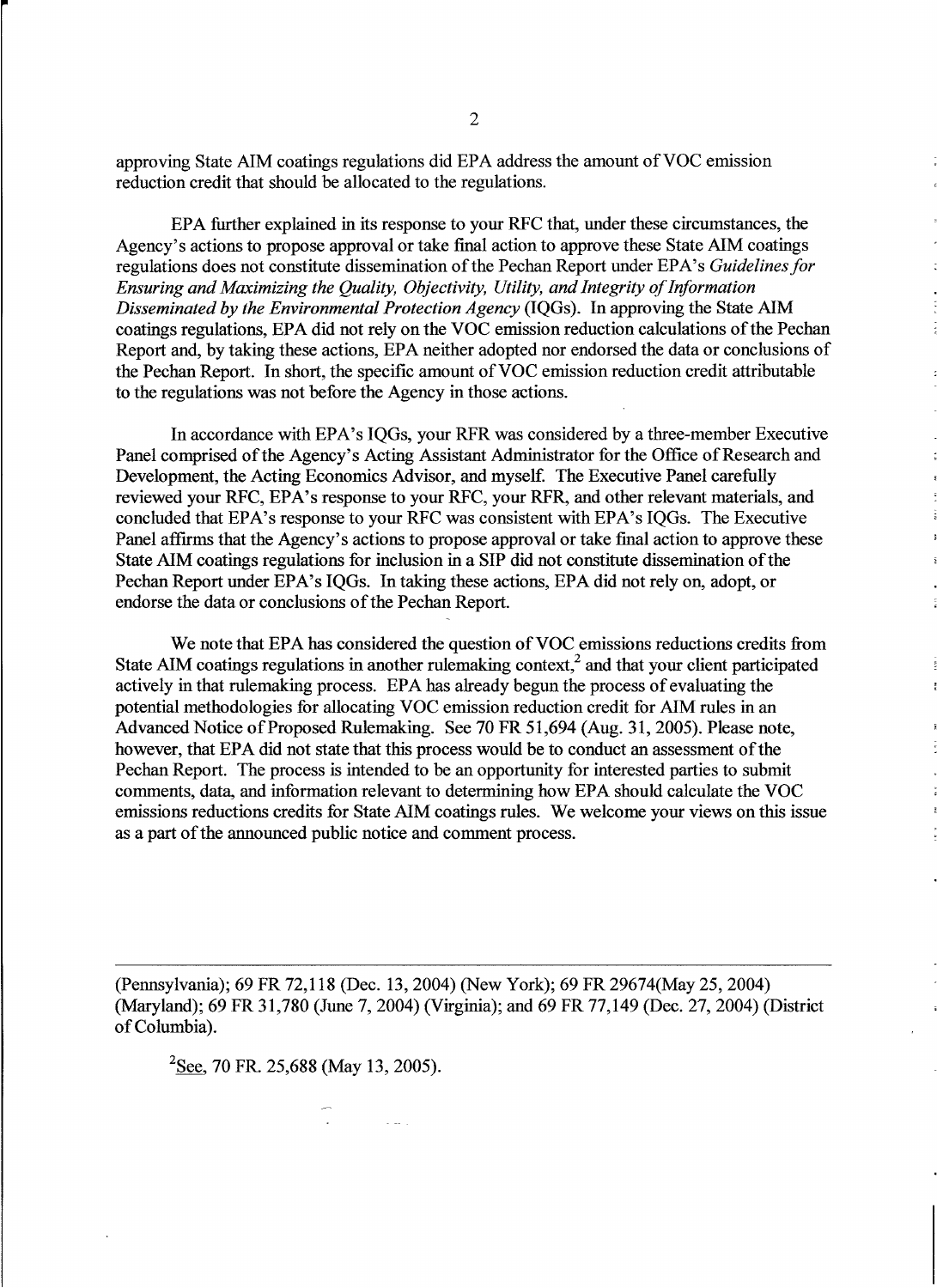approving State AIM coatings regulations did EPA address the amount of VOC emission reduction credit that should be allocated to the regulations.

EPA further explained in its response to your RFC that, under these circumstances, the Agency's actions to propose approval or take final action to approve these State AIM coatings regulations does not constitute dissemination of the Pechan Report under EPA's *Guidelines for Ensuring and Maximizing the Quality, Objectivity, Utility, and Integrity of Information Disseminated by the Environmental Protection Agency* (IQGs). In approving the State AIM coatings regulations, EPA did not rely on the VOC emission reduction calculations of the Pechan Report and, by taking these actions, EPA neither adopted nor endorsed the data or conclusions of the Pechan Report. In short, the specific amount of VOC emission reduction credit attributable to the regulations was not before the Agency in those actions.

In accordance with EPA's IQGs, your RFR was considered by a three-member Executive Panel comprised of the Agency's Acting Assistant Administrator for the Office of Research and Development, the Acting Economics Advisor, and myself. The Executive Panel carefully reviewed your RFC, EPA's response to your RFC, your RFR, and other relevant materials, and concluded that EPA's response to your RFC was consistent with EPA's IQGs. The Executive Panel affirms that the Agency's actions to propose approval or take final action to approve these State AIM coatings regulations for inclusion in a SIP did not constitute dissemination of the Pechan Report under EPA's IQGs. In taking these actions, EPA did not rely on, adopt, or endorse the data or conclusions of the Pechan Report.

We note that EPA has considered the question of VOC emissions reductions credits from State AIM coatings regulations in another rulemaking context,[2] and that your client participated actively in that rulemaking process. EPA has already begun the process of evaluating the potential methodologies for allocating VOC emission reduction credit for AIM rules in an Advanced Notice of Proposed Rulemaking. See 70 FR 51,694 (Aug. 31, 2005). Please note, however, that EPA did not state that this process would be to conduct an assessment of the Pechan Report. The process is intended to be an opportunity for interested parties to submit comments, data, and information relevant to determining how EPA should calculate the VOC emissions reductions credits for State AIM coatings rules. We welcome your views on this issue as a part of the announced public notice and comment process.

---

(Pennsylvania); 69 FR 72,118 (Dec. 13, 2004) (New York); 69 FR 29674(May 25, 2004) (Maryland); 69 FR 31,780 (June 7, 2004) (Virginia); and 69 FR 77,149 (Dec. 27, 2004) (District of Columbia).

[2] See, 70 FR. 25,688 (May 13, 2005).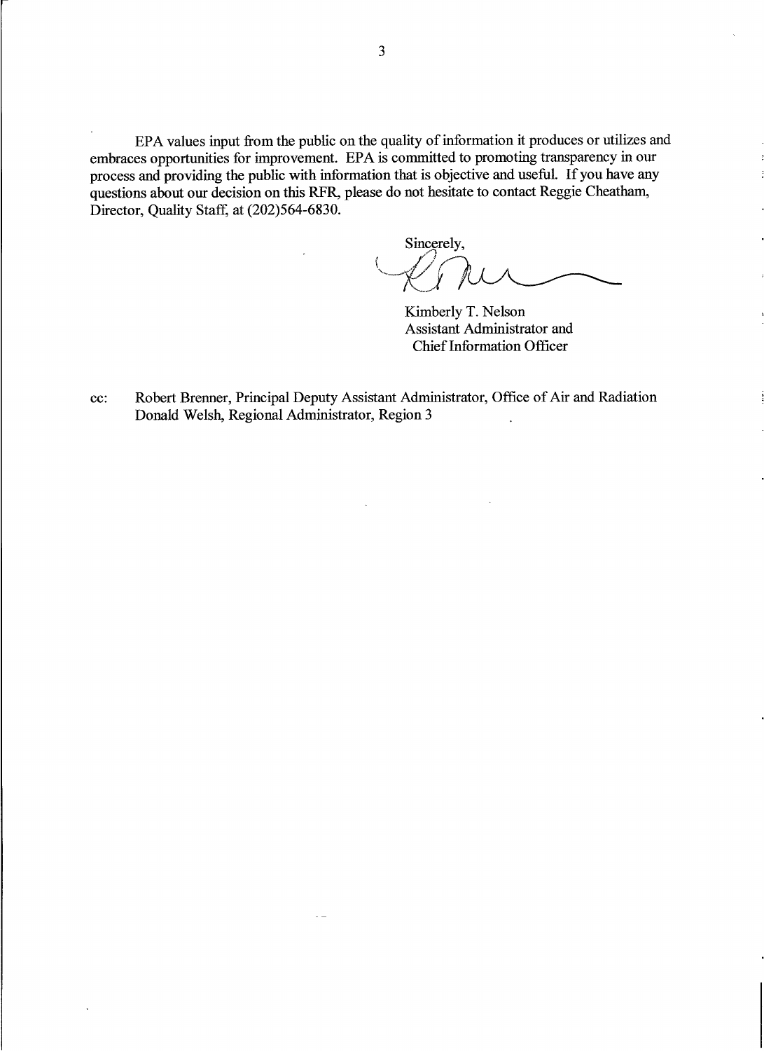EPA values input from the public on the quality of information it produces or utilizes and embraces opportunities for improvement. EPA is committed to promoting transparency in our process and providing the public with information that is objective and useful. If you have any questions about our decision on this RFR, please do not hesitate to contact Reggie Cheatham, Director, Quality Staff, at (202)564-6830.

Sincerely,

Kimberly T. Nelson
Assistant Administrator and
Chief Information Officer

cc: Robert Brenner, Principal Deputy Assistant Administrator, Office of Air and Radiation
Donald Welsh, Regional Administrator, Region 3